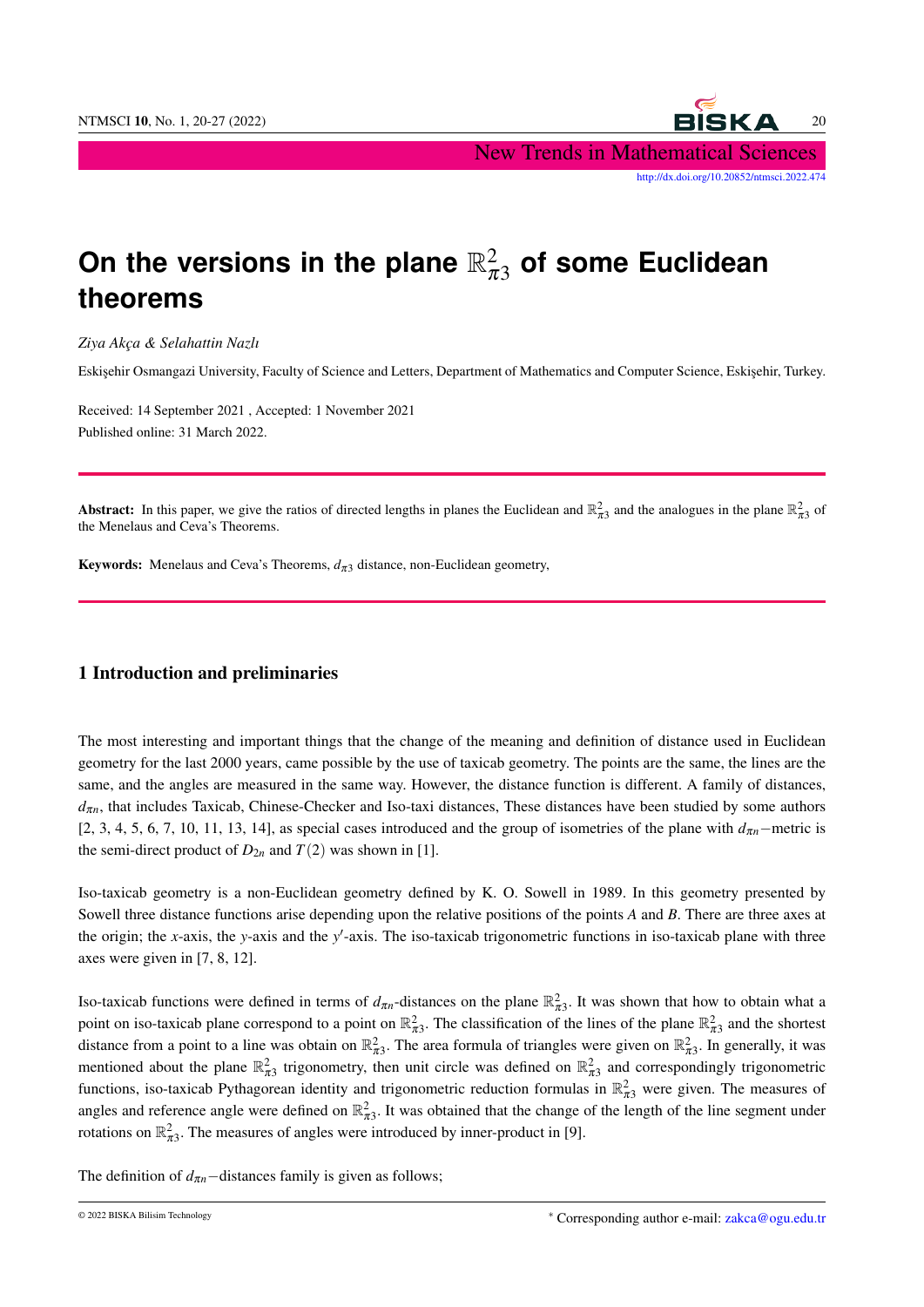# On the versions in the plane $\mathbb{R}^2_{\pi 3}$ of some Euclidean theorems

*Ziya Akça & Selahattin Nazlı*

Eskişehir Osmangazi University, Faculty of Science and Letters, Department of Mathematics and Computer Science, Eskişehir, Turkey.

Received: 14 September 2021 , Accepted: 1 November 2021

Published online: 31 March 2022.

---

**Abstract:** In this paper, we give the ratios of directed lengths in planes the Euclidean and $\mathbb{R}^2_{\pi 3}$ and the analogues in the plane $\mathbb{R}^2_{\pi 3}$ of the Menelaus and Ceva's Theorems.

**Keywords:** Menelaus and Ceva's Theorems, $d_{\pi 3}$ distance, non-Euclidean geometry,

---

## 1 Introduction and preliminaries

The most interesting and important things that the change of the meaning and definition of distance used in Euclidean geometry for the last 2000 years, came possible by the use of taxicab geometry. The points are the same, the lines are the same, and the angles are measured in the same way. However, the distance function is different. A family of distances, $d_{\pi n}$, that includes Taxicab, Chinese-Checker and Iso-taxi distances, These distances have been studied by some authors [2, 3, 4, 5, 6, 7, 10, 11, 13, 14], as special cases introduced and the group of isometries of the plane with $d_{\pi n}-$metric is the semi-direct product of $D_{2n}$ and $T(2)$ was shown in [1].

Iso-taxicab geometry is a non-Euclidean geometry defined by K. O. Sowell in 1989. In this geometry presented by Sowell three distance functions arise depending upon the relative positions of the points $A$ and $B$. There are three axes at the origin; the $x$-axis, the $y$-axis and the $y'$-axis. The iso-taxicab trigonometric functions in iso-taxicab plane with three axes were given in [7, 8, 12].

Iso-taxicab functions were defined in terms of $d_{\pi n}$-distances on the plane $\mathbb{R}^2_{\pi 3}$. It was shown that how to obtain what a point on iso-taxicab plane correspond to a point on $\mathbb{R}^2_{\pi 3}$. The classification of the lines of the plane $\mathbb{R}^2_{\pi 3}$ and the shortest distance from a point to a line was obtain on $\mathbb{R}^2_{\pi 3}$. The area formula of triangles were given on $\mathbb{R}^2_{\pi 3}$. In generally, it was mentioned about the plane $\mathbb{R}^2_{\pi 3}$ trigonometry, then unit circle was defined on $\mathbb{R}^2_{\pi 3}$ and correspondingly trigonometric functions, iso-taxicab Pythagorean identity and trigonometric reduction formulas in $\mathbb{R}^2_{\pi 3}$ were given. The measures of angles and reference angle were defined on $\mathbb{R}^2_{\pi 3}$. It was obtained that the change of the length of the line segment under rotations on $\mathbb{R}^2_{\pi 3}$. The measures of angles were introduced by inner-product in [9].

The definition of $d_{\pi n}-$distances family is given as follows;

* Corresponding author e-mail: zakca@ogu.edu.tr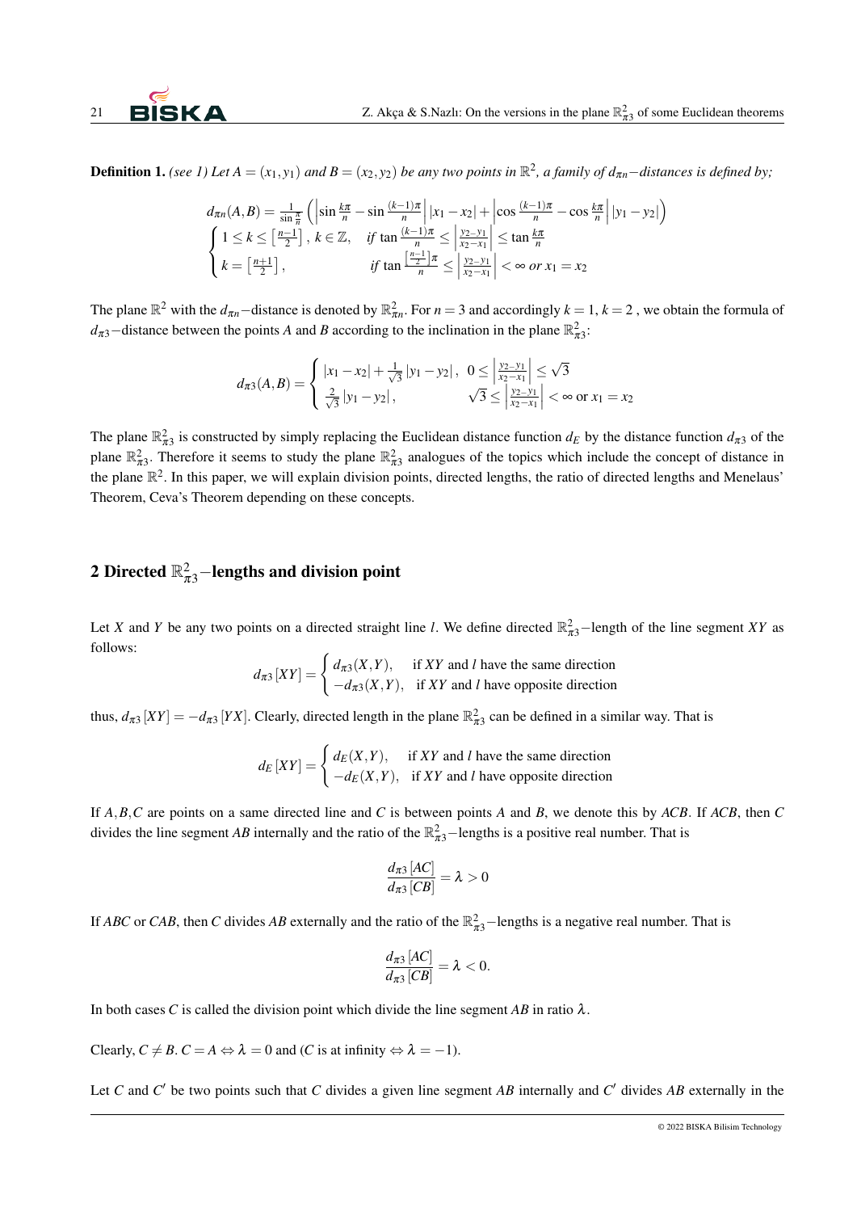**Definition 1.** *(see 1) Let $A=(x_1,y_1)$ and $B=(x_2,y_2)$ be any two points in $\mathbb{R}^2$, a family of $d_{\pi n}-$distances is defined by;*

$$d_{\pi n}(A,B)=\frac{1}{\sin\frac{\pi}{n}}\left(\left|\sin\frac{k\pi}{n}-\sin\frac{(k-1)\pi}{n}\right||x_1-x_2|+\left|\cos\frac{(k-1)\pi}{n}-\cos\frac{k\pi}{n}\right||y_1-y_2|\right)$$

$$\begin{cases} 1\le k\le\left[\frac{n-1}{2}\right],\ k\in\mathbb{Z}, & \text{if } \tan\frac{(k-1)\pi}{n}\le\left|\frac{y_2-y_1}{x_2-x_1}\right|\le\tan\frac{k\pi}{n} \\ k=\left[\frac{n+1}{2}\right], & \text{if } \tan\frac{\left[\frac{n-1}{2}\right]\pi}{n}\le\left|\frac{y_2-y_1}{x_2-x_1}\right|<\infty \text{ or } x_1=x_2 \end{cases}$$

The plane $\mathbb{R}^2$ with the $d_{\pi n}-$distance is denoted by $\mathbb{R}^2_{\pi n}$. For $n=3$ and accordingly $k=1$, $k=2$ , we obtain the formula of $d_{\pi 3}-$distance between the points $A$ and $B$ according to the inclination in the plane $\mathbb{R}^2_{\pi 3}$:

$$d_{\pi 3}(A,B)=\begin{cases} |x_1-x_2|+\frac{1}{\sqrt{3}}|y_1-y_2|, & 0\le\left|\frac{y_2-y_1}{x_2-x_1}\right|\le\sqrt{3} \\ \frac{2}{\sqrt{3}}|y_1-y_2|, & \sqrt{3}\le\left|\frac{y_2-y_1}{x_2-x_1}\right|<\infty \text{ or } x_1=x_2 \end{cases}$$

The plane $\mathbb{R}^2_{\pi 3}$ is constructed by simply replacing the Euclidean distance function $d_E$ by the distance function $d_{\pi 3}$ of the plane $\mathbb{R}^2_{\pi 3}$. Therefore it seems to study the plane $\mathbb{R}^2_{\pi 3}$ analogues of the topics which include the concept of distance in the plane $\mathbb{R}^2$. In this paper, we will explain division points, directed lengths, the ratio of directed lengths and Menelaus' Theorem, Ceva's Theorem depending on these concepts.

## 2 Directed $\mathbb{R}^2_{\pi 3}-$lengths and division point

Let $X$ and $Y$ be any two points on a directed straight line $l$. We define directed $\mathbb{R}^2_{\pi 3}-$length of the line segment $XY$ as follows:

$$d_{\pi 3}[XY]=\begin{cases} d_{\pi 3}(X,Y), & \text{if } XY \text{ and } l \text{ have the same direction} \\ -d_{\pi 3}(X,Y), & \text{if } XY \text{ and } l \text{ have opposite direction} \end{cases}$$

thus, $d_{\pi 3}[XY]=-d_{\pi 3}[YX]$. Clearly, directed length in the plane $\mathbb{R}^2_{\pi 3}$ can be defined in a similar way. That is

$$d_E[XY]=\begin{cases} d_E(X,Y), & \text{if } XY \text{ and } l \text{ have the same direction} \\ -d_E(X,Y), & \text{if } XY \text{ and } l \text{ have opposite direction} \end{cases}$$

If $A,B,C$ are points on a same directed line and $C$ is between points $A$ and $B$, we denote this by $ACB$. If $ACB$, then $C$ divides the line segment $AB$ internally and the ratio of the $\mathbb{R}^2_{\pi 3}-$lengths is a positive real number. That is

$$\frac{d_{\pi 3}[AC]}{d_{\pi 3}[CB]}=\lambda>0$$

If $ABC$ or $CAB$, then $C$ divides $AB$ externally and the ratio of the $\mathbb{R}^2_{\pi 3}-$lengths is a negative real number. That is

$$\frac{d_{\pi 3}[AC]}{d_{\pi 3}[CB]}=\lambda<0.$$

In both cases $C$ is called the division point which divide the line segment $AB$ in ratio $\lambda$.

Clearly, $C\neq B$. $C=A\Leftrightarrow\lambda=0$ and ($C$ is at infinity $\Leftrightarrow\lambda=-1$).

Let $C$ and $C'$ be two points such that $C$ divides a given line segment $AB$ internally and $C'$ divides $AB$ externally in the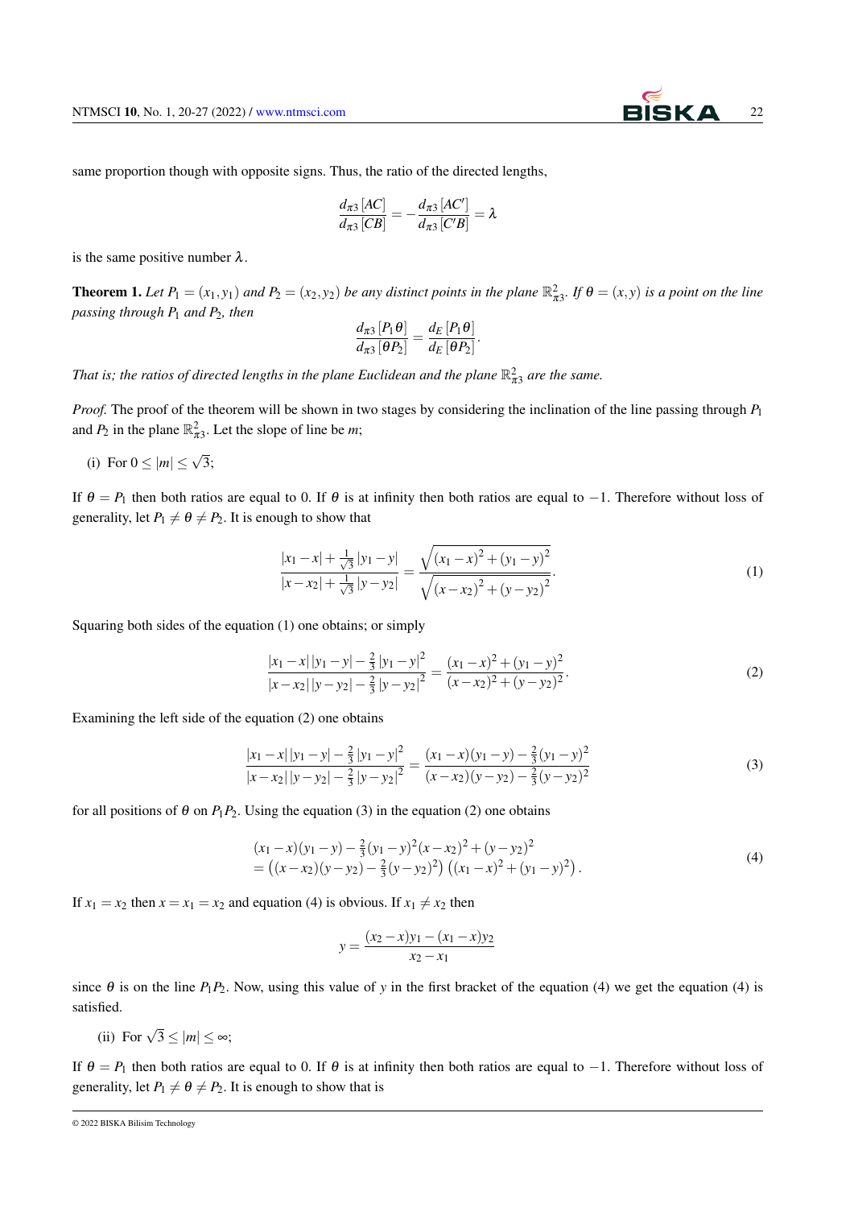same proportion though with opposite signs. Thus, the ratio of the directed lengths,

$$\frac{d_{\pi 3}\left[AC\right]}{d_{\pi 3}\left[CB\right]} = -\frac{d_{\pi 3}\left[AC'\right]}{d_{\pi 3}\left[C'B\right]} = \lambda$$

is the same positive number $\lambda$.

**Theorem 1.** *Let $P_1 = (x_1, y_1)$ and $P_2 = (x_2, y_2)$ be any distinct points in the plane $\mathbb{R}^2_{\pi 3}$. If $\theta = (x, y)$ is a point on the line passing through $P_1$ and $P_2$, then*

$$\frac{d_{\pi 3}\left[P_1\theta\right]}{d_{\pi 3}\left[\theta P_2\right]} = \frac{d_E\left[P_1\theta\right]}{d_E\left[\theta P_2\right]}.$$

*That is; the ratios of directed lengths in the plane Euclidean and the plane $\mathbb{R}^2_{\pi 3}$ are the same.*

*Proof.* The proof of the theorem will be shown in two stages by considering the inclination of the line passing through $P_1$ and $P_2$ in the plane $\mathbb{R}^2_{\pi 3}$. Let the slope of line be $m$;

(i) For $0 \leq |m| \leq \sqrt{3}$;

If $\theta = P_1$ then both ratios are equal to 0. If $\theta$ is at infinity then both ratios are equal to $-1$. Therefore without loss of generality, let $P_1 \neq \theta \neq P_2$. It is enough to show that

$$\frac{|x_1 - x| + \frac{1}{\sqrt{3}}|y_1 - y|}{|x - x_2| + \frac{1}{\sqrt{3}}|y - y_2|} = \frac{\sqrt{(x_1 - x)^2 + (y_1 - y)^2}}{\sqrt{(x - x_2)^2 + (y - y_2)^2}}. \tag{1}$$

Squaring both sides of the equation (1) one obtains; or simply

$$\frac{|x_1 - x|\,|y_1 - y| - \frac{2}{3}|y_1 - y|^2}{|x - x_2|\,|y - y_2| - \frac{2}{3}|y - y_2|^2} = \frac{(x_1 - x)^2 + (y_1 - y)^2}{(x - x_2)^2 + (y - y_2)^2}. \tag{2}$$

Examining the left side of the equation (2) one obtains

$$\frac{|x_1 - x|\,|y_1 - y| - \frac{2}{3}|y_1 - y|^2}{|x - x_2|\,|y - y_2| - \frac{2}{3}|y - y_2|^2} = \frac{(x_1 - x)(y_1 - y) - \frac{2}{3}(y_1 - y)^2}{(x - x_2)(y - y_2) - \frac{2}{3}(y - y_2)^2} \tag{3}$$

for all positions of $\theta$ on $P_1P_2$. Using the equation (3) in the equation (2) one obtains

$$\begin{aligned} &(x_1 - x)(y_1 - y) - \tfrac{2}{3}(y_1 - y)^2(x - x_2)^2 + (y - y_2)^2 \\ &= \left((x - x_2)(y - y_2) - \tfrac{2}{3}(y - y_2)^2\right)\left((x_1 - x)^2 + (y_1 - y)^2\right). \end{aligned} \tag{4}$$

If $x_1 = x_2$ then $x = x_1 = x_2$ and equation (4) is obvious. If $x_1 \neq x_2$ then

$$y = \frac{(x_2 - x)y_1 - (x_1 - x)y_2}{x_2 - x_1}$$

since $\theta$ is on the line $P_1P_2$. Now, using this value of $y$ in the first bracket of the equation (4) we get the equation (4) is satisfied.

(ii) For $\sqrt{3} \leq |m| \leq \infty$;

If $\theta = P_1$ then both ratios are equal to 0. If $\theta$ is at infinity then both ratios are equal to $-1$. Therefore without loss of generality, let $P_1 \neq \theta \neq P_2$. It is enough to show that is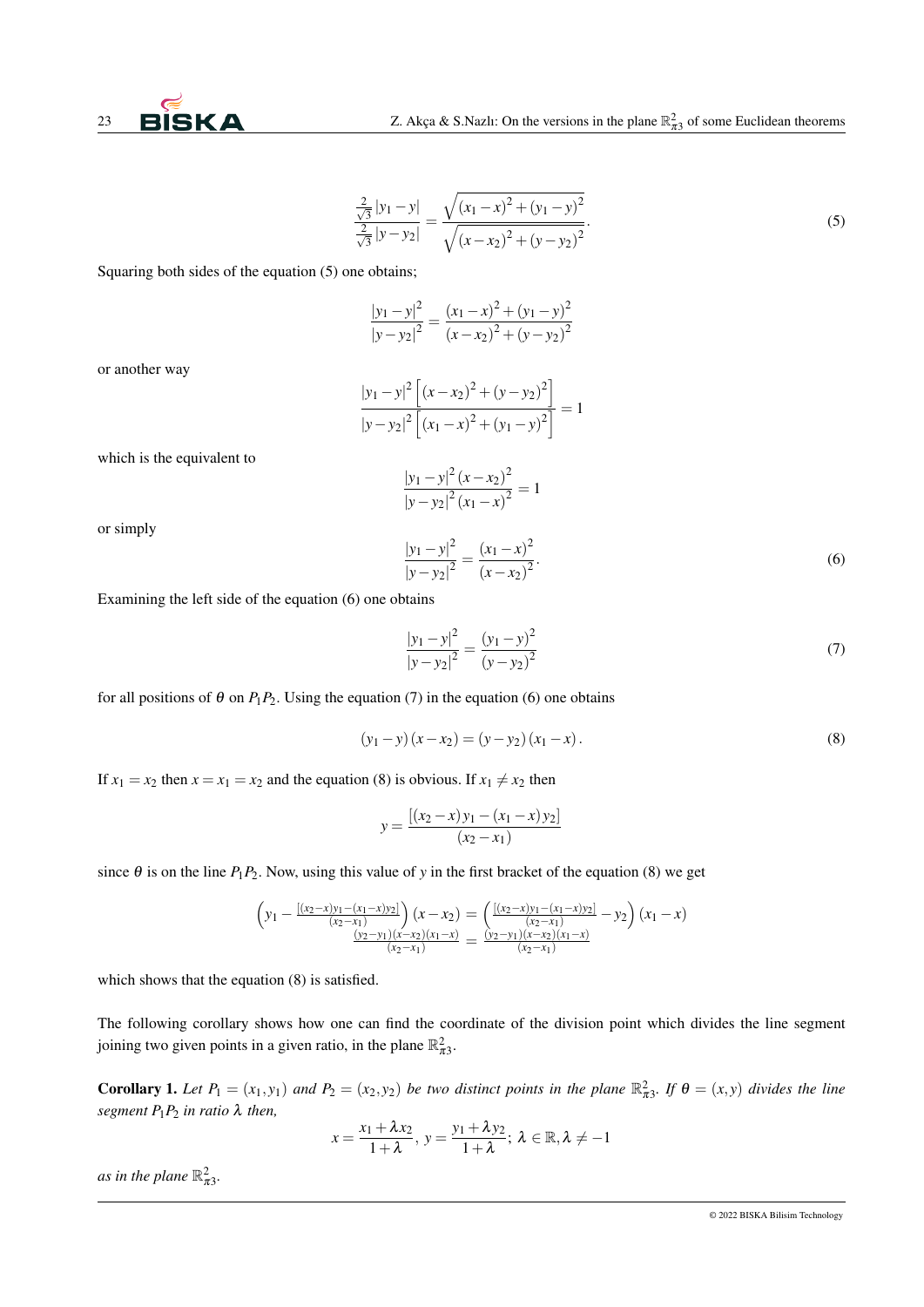$$\frac{\frac{2}{\sqrt{3}}|y_1-y|}{\frac{2}{\sqrt{3}}|y-y_2|}=\frac{\sqrt{(x_1-x)^2+(y_1-y)^2}}{\sqrt{(x-x_2)^2+(y-y_2)^2}}. \tag{5}$$

Squaring both sides of the equation (5) one obtains;

$$\frac{|y_1-y|^2}{|y-y_2|^2}=\frac{(x_1-x)^2+(y_1-y)^2}{(x-x_2)^2+(y-y_2)^2}$$

or another way

$$\frac{|y_1-y|^2\left[(x-x_2)^2+(y-y_2)^2\right]}{|y-y_2|^2\left[(x_1-x)^2+(y_1-y)^2\right]}=1$$

which is the equivalent to

$$\frac{|y_1-y|^2(x-x_2)^2}{|y-y_2|^2(x_1-x)^2}=1$$

or simply

$$\frac{|y_1-y|^2}{|y-y_2|^2}=\frac{(x_1-x)^2}{(x-x_2)^2}. \tag{6}$$

Examining the left side of the equation (6) one obtains

$$\frac{|y_1-y|^2}{|y-y_2|^2}=\frac{(y_1-y)^2}{(y-y_2)^2} \tag{7}$$

for all positions of $\theta$ on $P_1P_2$. Using the equation (7) in the equation (6) one obtains

$$(y_1-y)(x-x_2)=(y-y_2)(x_1-x). \tag{8}$$

If $x_1=x_2$ then $x=x_1=x_2$ and the equation (8) is obvious. If $x_1\neq x_2$ then

$$y=\frac{[(x_2-x)y_1-(x_1-x)y_2]}{(x_2-x_1)}$$

since $\theta$ is on the line $P_1P_2$. Now, using this value of $y$ in the first bracket of the equation (8) we get

$$\begin{aligned}\left(y_1-\frac{[(x_2-x)y_1-(x_1-x)y_2]}{(x_2-x_1)}\right)(x-x_2) &= \left(\frac{[(x_2-x)y_1-(x_1-x)y_2]}{(x_2-x_1)}-y_2\right)(x_1-x)\\ \frac{(y_2-y_1)(x-x_2)(x_1-x)}{(x_2-x_1)} &= \frac{(y_2-y_1)(x-x_2)(x_1-x)}{(x_2-x_1)}\end{aligned}$$

which shows that the equation (8) is satisfied.

The following corollary shows how one can find the coordinate of the division point which divides the line segment joining two given points in a given ratio, in the plane $\mathbb{R}^2_{\pi 3}$.

**Corollary 1.** *Let $P_1=(x_1,y_1)$ and $P_2=(x_2,y_2)$ be two distinct points in the plane $\mathbb{R}^2_{\pi 3}$. If $\theta=(x,y)$ divides the line segment $P_1P_2$ in ratio $\lambda$ then,*

$$x=\frac{x_1+\lambda x_2}{1+\lambda},\ y=\frac{y_1+\lambda y_2}{1+\lambda};\ \lambda\in\mathbb{R},\lambda\neq-1$$

*as in the plane $\mathbb{R}^2_{\pi 3}$.*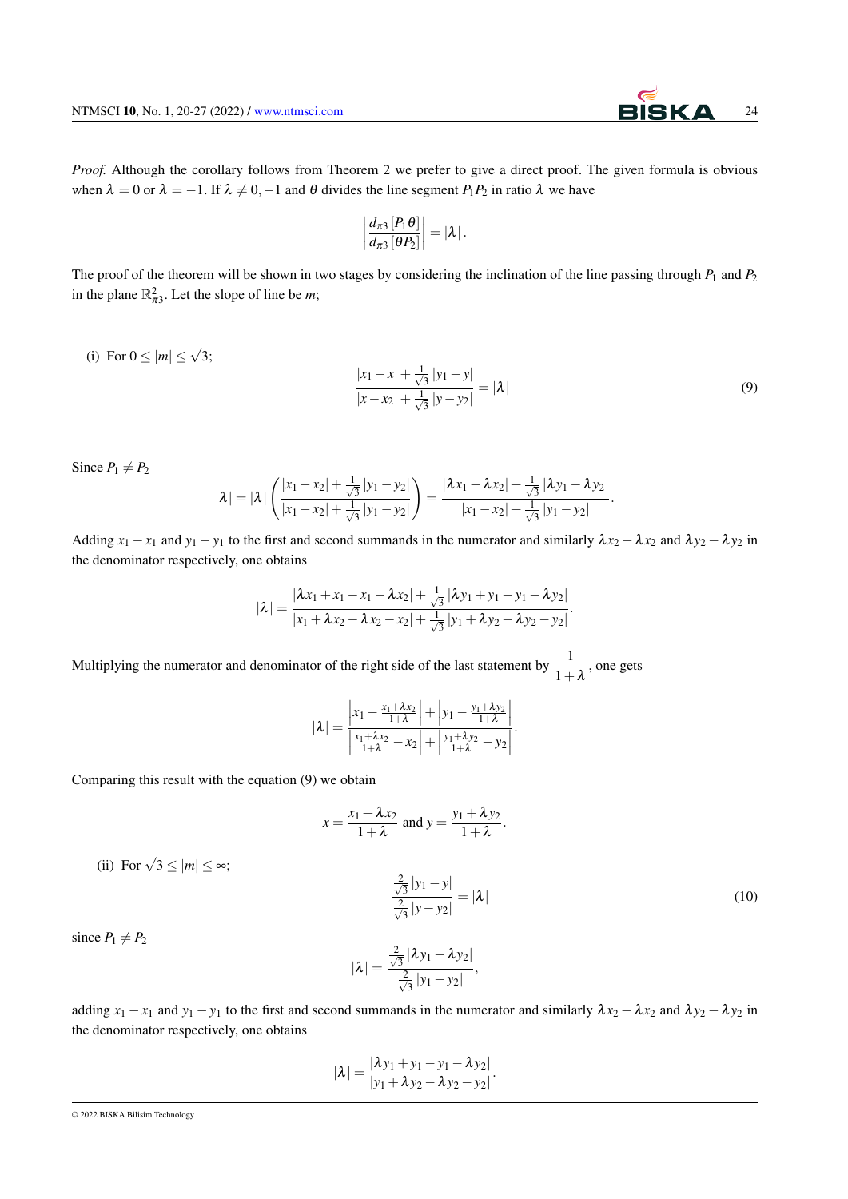*Proof.* Although the corollary follows from Theorem 2 we prefer to give a direct proof. The given formula is obvious when $\lambda = 0$ or $\lambda = -1$. If $\lambda \neq 0, -1$ and $\theta$ divides the line segment $P_1P_2$ in ratio $\lambda$ we have

$$\left| \frac{d_{\pi 3}[P_1\theta]}{d_{\pi 3}[\theta P_2]} \right| = |\lambda|.$$

The proof of the theorem will be shown in two stages by considering the inclination of the line passing through $P_1$ and $P_2$ in the plane $\mathbb{R}^2_{\pi 3}$. Let the slope of line be $m$;

(i) For $0 \leq |m| \leq \sqrt{3}$;

$$\frac{|x_1 - x| + \frac{1}{\sqrt{3}}|y_1 - y|}{|x - x_2| + \frac{1}{\sqrt{3}}|y - y_2|} = |\lambda| \tag{9}$$

Since $P_1 \neq P_2$

$$|\lambda| = |\lambda| \left( \frac{|x_1 - x_2| + \frac{1}{\sqrt{3}}|y_1 - y_2|}{|x_1 - x_2| + \frac{1}{\sqrt{3}}|y_1 - y_2|} \right) = \frac{|\lambda x_1 - \lambda x_2| + \frac{1}{\sqrt{3}}|\lambda y_1 - \lambda y_2|}{|x_1 - x_2| + \frac{1}{\sqrt{3}}|y_1 - y_2|}.$$

Adding $x_1 - x_1$ and $y_1 - y_1$ to the first and second summands in the numerator and similarly $\lambda x_2 - \lambda x_2$ and $\lambda y_2 - \lambda y_2$ in the denominator respectively, one obtains

$$|\lambda| = \frac{|\lambda x_1 + x_1 - x_1 - \lambda x_2| + \frac{1}{\sqrt{3}}|\lambda y_1 + y_1 - y_1 - \lambda y_2|}{|x_1 + \lambda x_2 - \lambda x_2 - x_2| + \frac{1}{\sqrt{3}}|y_1 + \lambda y_2 - \lambda y_2 - y_2|}.$$

Multiplying the numerator and denominator of the right side of the last statement by $\dfrac{1}{1+\lambda}$, one gets

$$|\lambda| = \frac{\left|x_1 - \frac{x_1 + \lambda x_2}{1+\lambda}\right| + \left|y_1 - \frac{y_1 + \lambda y_2}{1+\lambda}\right|}{\left|\frac{x_1 + \lambda x_2}{1+\lambda} - x_2\right| + \left|\frac{y_1 + \lambda y_2}{1+\lambda} - y_2\right|}.$$

Comparing this result with the equation (9) we obtain

$$x = \frac{x_1 + \lambda x_2}{1+\lambda} \text{ and } y = \frac{y_1 + \lambda y_2}{1+\lambda}.$$

(ii) For $\sqrt{3} \leq |m| \leq \infty$;

$$\frac{\frac{2}{\sqrt{3}}|y_1 - y|}{\frac{2}{\sqrt{3}}|y - y_2|} = |\lambda| \tag{10}$$

since $P_1 \neq P_2$

$$|\lambda| = \frac{\frac{2}{\sqrt{3}}|\lambda y_1 - \lambda y_2|}{\frac{2}{\sqrt{3}}|y_1 - y_2|},$$

adding $x_1 - x_1$ and $y_1 - y_1$ to the first and second summands in the numerator and similarly $\lambda x_2 - \lambda x_2$ and $\lambda y_2 - \lambda y_2$ in the denominator respectively, one obtains

$$|\lambda| = \frac{|\lambda y_1 + y_1 - y_1 - \lambda y_2|}{|y_1 + \lambda y_2 - \lambda y_2 - y_2|}.$$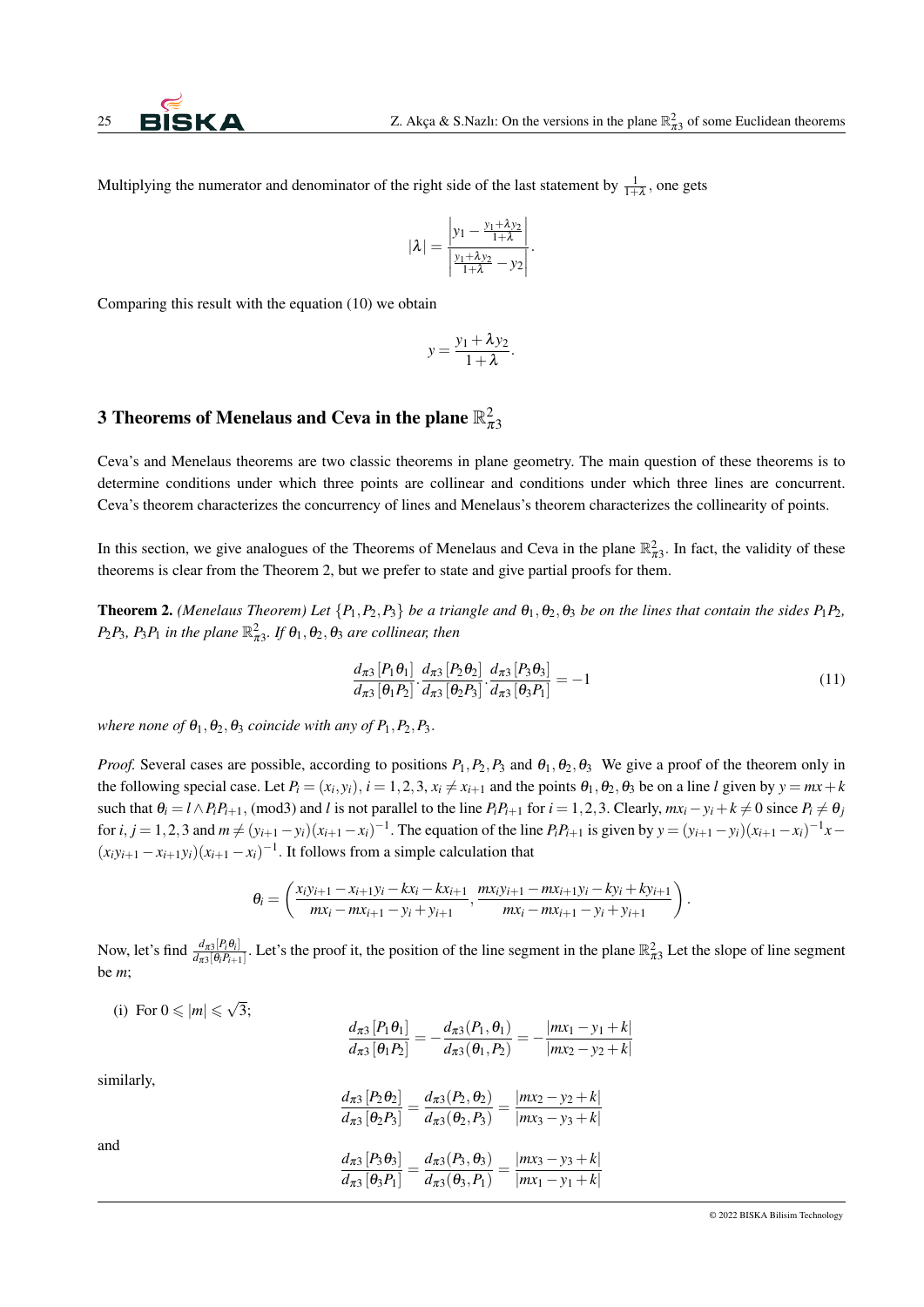Multiplying the numerator and denominator of the right side of the last statement by $\frac{1}{1+\lambda}$, one gets

$$|\lambda| = \frac{\left|y_1 - \frac{y_1+\lambda y_2}{1+\lambda}\right|}{\left|\frac{y_1+\lambda y_2}{1+\lambda} - y_2\right|}.$$

Comparing this result with the equation (10) we obtain

$$y = \frac{y_1 + \lambda y_2}{1+\lambda}.$$

## 3 Theorems of Menelaus and Ceva in the plane $\mathbb{R}^2_{\pi 3}$

Ceva's and Menelaus theorems are two classic theorems in plane geometry. The main question of these theorems is to determine conditions under which three points are collinear and conditions under which three lines are concurrent. Ceva's theorem characterizes the concurrency of lines and Menelaus's theorem characterizes the collinearity of points.

In this section, we give analogues of the Theorems of Menelaus and Ceva in the plane $\mathbb{R}^2_{\pi 3}$. In fact, the validity of these theorems is clear from the Theorem 2, but we prefer to state and give partial proofs for them.

**Theorem 2.** *(Menelaus Theorem) Let $\{P_1, P_2, P_3\}$ be a triangle and $\theta_1, \theta_2, \theta_3$ be on the lines that contain the sides $P_1P_2$, $P_2P_3$, $P_3P_1$ in the plane $\mathbb{R}^2_{\pi 3}$. If $\theta_1, \theta_2, \theta_3$ are collinear, then*

$$\frac{d_{\pi 3}[P_1\theta_1]}{d_{\pi 3}[\theta_1 P_2]} \cdot \frac{d_{\pi 3}[P_2\theta_2]}{d_{\pi 3}[\theta_2 P_3]} \cdot \frac{d_{\pi 3}[P_3\theta_3]}{d_{\pi 3}[\theta_3 P_1]} = -1 \tag{11}$$

*where none of $\theta_1, \theta_2, \theta_3$ coincide with any of $P_1, P_2, P_3$.*

*Proof.* Several cases are possible, according to positions $P_1, P_2, P_3$ and $\theta_1, \theta_2, \theta_3$ We give a proof of the theorem only in the following special case. Let $P_i = (x_i, y_i)$, $i = 1, 2, 3$, $x_i \neq x_{i+1}$ and the points $\theta_1, \theta_2, \theta_3$ be on a line $l$ given by $y = mx + k$ such that $\theta_i = l \wedge P_iP_{i+1}$, (mod3) and $l$ is not parallel to the line $P_iP_{i+1}$ for $i = 1, 2, 3$. Clearly, $mx_i - y_i + k \neq 0$ since $P_i \neq \theta_j$ for $i, j = 1, 2, 3$ and $m \neq (y_{i+1} - y_i)(x_{i+1} - x_i)^{-1}$. The equation of the line $P_iP_{i+1}$ is given by $y = (y_{i+1} - y_i)(x_{i+1} - x_i)^{-1}x - (x_iy_{i+1} - x_{i+1}y_i)(x_{i+1} - x_i)^{-1}$. It follows from a simple calculation that

$$\theta_i = \left( \frac{x_iy_{i+1} - x_{i+1}y_i - kx_i - kx_{i+1}}{mx_i - mx_{i+1} - y_i + y_{i+1}}, \frac{mx_iy_{i+1} - mx_{i+1}y_i - ky_i + ky_{i+1}}{mx_i - mx_{i+1} - y_i + y_{i+1}} \right).$$

Now, let's find $\frac{d_{\pi 3}[P_i\theta_i]}{d_{\pi 3}[\theta_i P_{i+1}]}$. Let's the proof it, the position of the line segment in the plane $\mathbb{R}^2_{\pi 3}$ Let the slope of line segment be $m$;

(i) For $0 \leqslant |m| \leqslant \sqrt{3}$;

$$\frac{d_{\pi 3}[P_1\theta_1]}{d_{\pi 3}[\theta_1 P_2]} = -\frac{d_{\pi 3}(P_1, \theta_1)}{d_{\pi 3}(\theta_1, P_2)} = -\frac{|mx_1 - y_1 + k|}{|mx_2 - y_2 + k|}$$

similarly,

$$\frac{d_{\pi 3}[P_2\theta_2]}{d_{\pi 3}[\theta_2 P_3]} = \frac{d_{\pi 3}(P_2, \theta_2)}{d_{\pi 3}(\theta_2, P_3)} = \frac{|mx_2 - y_2 + k|}{|mx_3 - y_3 + k|}$$

and

$$\frac{d_{\pi 3}[P_3\theta_3]}{d_{\pi 3}[\theta_3 P_1]} = \frac{d_{\pi 3}(P_3, \theta_3)}{d_{\pi 3}(\theta_3, P_1)} = \frac{|mx_3 - y_3 + k|}{|mx_1 - y_1 + k|}$$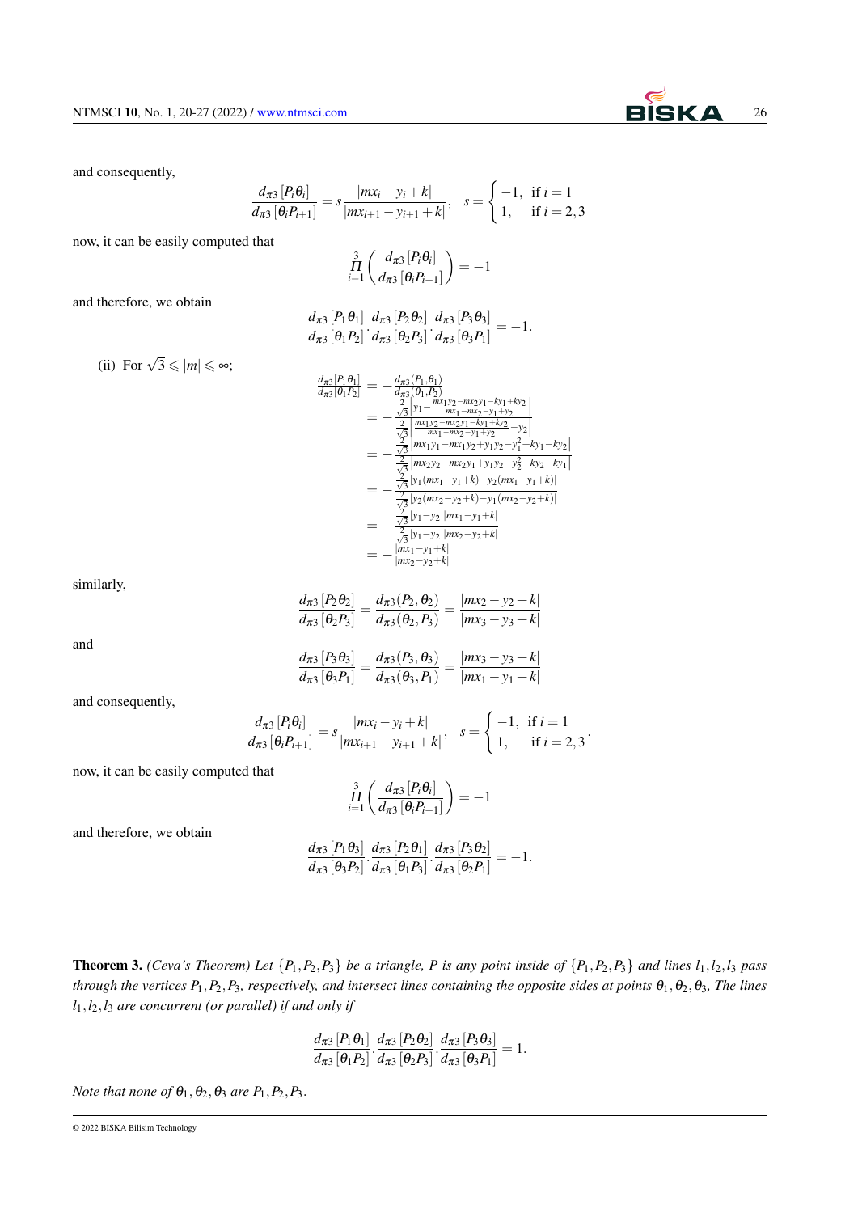and consequently,

$$\frac{d_{\pi 3}\left[P_i\theta_i\right]}{d_{\pi 3}\left[\theta_i P_{i+1}\right]} = s\frac{|mx_i - y_i + k|}{|mx_{i+1} - y_{i+1} + k|}, \quad s = \begin{cases} -1, & \text{if } i = 1 \\ 1, & \text{if } i = 2,3 \end{cases}$$

now, it can be easily computed that

$$\prod_{i=1}^{3}\left(\frac{d_{\pi 3}\left[P_i\theta_i\right]}{d_{\pi 3}\left[\theta_i P_{i+1}\right]}\right) = -1$$

and therefore, we obtain

$$\frac{d_{\pi 3}\left[P_1\theta_1\right]}{d_{\pi 3}\left[\theta_1 P_2\right]} \cdot \frac{d_{\pi 3}\left[P_2\theta_2\right]}{d_{\pi 3}\left[\theta_2 P_3\right]} \cdot \frac{d_{\pi 3}\left[P_3\theta_3\right]}{d_{\pi 3}\left[\theta_3 P_1\right]} = -1.$$

(ii) For $\sqrt{3} \leqslant |m| \leqslant \infty$;

$$\begin{aligned}
\frac{d_{\pi 3}\left[P_1\theta_1\right]}{d_{\pi 3}\left[\theta_1 P_2\right]} &= -\frac{d_{\pi 3}(P_1,\theta_1)}{d_{\pi 3}(\theta_1,P_2)} \\
&= -\frac{\frac{2}{\sqrt{3}}\left|y_1 - \frac{mx_1y_2 - mx_2y_1 - ky_1 + ky_2}{mx_1 - mx_2 - y_1 + y_2}\right|}{\frac{2}{\sqrt{3}}\left|\frac{mx_1y_2 - mx_2y_1 - ky_1 + ky_2}{mx_1 - mx_2 - y_1 + y_2} - y_2\right|} \\
&= -\frac{\frac{2}{\sqrt{3}}\left|mx_1y_1 - mx_1y_2 + y_1y_2 - y_1^2 + ky_1 - ky_2\right|}{\frac{2}{\sqrt{3}}\left|mx_2y_2 - mx_2y_1 + y_1y_2 - y_2^2 + ky_2 - ky_1\right|} \\
&= -\frac{\frac{2}{\sqrt{3}}\left|y_1(mx_1 - y_1 + k) - y_2(mx_1 - y_1 + k)\right|}{\frac{2}{\sqrt{3}}\left|y_2(mx_2 - y_2 + k) - y_1(mx_2 - y_2 + k)\right|} \\
&= -\frac{\frac{2}{\sqrt{3}}|y_1 - y_2||mx_1 - y_1 + k|}{\frac{2}{\sqrt{3}}|y_1 - y_2||mx_2 - y_2 + k|} \\
&= -\frac{|mx_1 - y_1 + k|}{|mx_2 - y_2 + k|}
\end{aligned}$$

similarly,

$$\frac{d_{\pi 3}\left[P_2\theta_2\right]}{d_{\pi 3}\left[\theta_2 P_3\right]} = \frac{d_{\pi 3}(P_2,\theta_2)}{d_{\pi 3}(\theta_2,P_3)} = \frac{|mx_2 - y_2 + k|}{|mx_3 - y_3 + k|}$$

and

$$\frac{d_{\pi 3}\left[P_3\theta_3\right]}{d_{\pi 3}\left[\theta_3 P_1\right]} = \frac{d_{\pi 3}(P_3,\theta_3)}{d_{\pi 3}(\theta_3,P_1)} = \frac{|mx_3 - y_3 + k|}{|mx_1 - y_1 + k|}$$

and consequently,

$$\frac{d_{\pi 3}\left[P_i\theta_i\right]}{d_{\pi 3}\left[\theta_i P_{i+1}\right]} = s\frac{|mx_i - y_i + k|}{|mx_{i+1} - y_{i+1} + k|}, \quad s = \begin{cases} -1, & \text{if } i = 1 \\ 1, & \text{if } i = 2,3 \end{cases}.$$

now, it can be easily computed that

$$\prod_{i=1}^{3}\left(\frac{d_{\pi 3}\left[P_i\theta_i\right]}{d_{\pi 3}\left[\theta_i P_{i+1}\right]}\right) = -1$$

and therefore, we obtain

$$\frac{d_{\pi 3}\left[P_1\theta_3\right]}{d_{\pi 3}\left[\theta_3 P_2\right]} \cdot \frac{d_{\pi 3}\left[P_2\theta_1\right]}{d_{\pi 3}\left[\theta_1 P_3\right]} \cdot \frac{d_{\pi 3}\left[P_3\theta_2\right]}{d_{\pi 3}\left[\theta_2 P_1\right]} = -1.$$

**Theorem 3.** *(Ceva's Theorem) Let $\{P_1, P_2, P_3\}$ be a triangle, $P$ is any point inside of $\{P_1, P_2, P_3\}$ and lines $l_1, l_2, l_3$ pass through the vertices $P_1, P_2, P_3$, respectively, and intersect lines containing the opposite sides at points $\theta_1, \theta_2, \theta_3$, The lines $l_1, l_2, l_3$ are concurrent (or parallel) if and only if*

$$\frac{d_{\pi 3}\left[P_1\theta_1\right]}{d_{\pi 3}\left[\theta_1 P_2\right]} \cdot \frac{d_{\pi 3}\left[P_2\theta_2\right]}{d_{\pi 3}\left[\theta_2 P_3\right]} \cdot \frac{d_{\pi 3}\left[P_3\theta_3\right]}{d_{\pi 3}\left[\theta_3 P_1\right]} = 1.$$

*Note that none of $\theta_1, \theta_2, \theta_3$ are $P_1, P_2, P_3$.*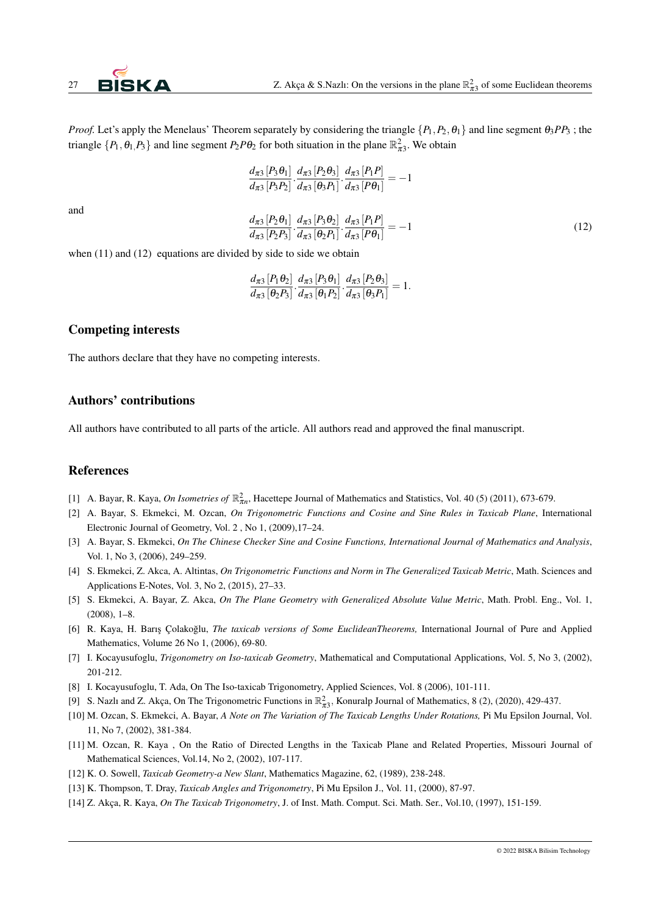*Proof.* Let's apply the Menelaus' Theorem separately by considering the triangle $\{P_1, P_2, \theta_1\}$ and line segment $\theta_3 P P_3$ ; the triangle $\{P_1, \theta_1, P_3\}$ and line segment $P_2 P \theta_2$ for both situation in the plane $\mathbb{R}^2_{\pi 3}$. We obtain

$$\frac{d_{\pi 3}[P_3\theta_1]}{d_{\pi 3}[P_3P_2]} \cdot \frac{d_{\pi 3}[P_2\theta_3]}{d_{\pi 3}[\theta_3 P_1]} \cdot \frac{d_{\pi 3}[P_1 P]}{d_{\pi 3}[P\theta_1]} = -1$$

and

$$\frac{d_{\pi 3}[P_2\theta_1]}{d_{\pi 3}[P_2P_3]} \cdot \frac{d_{\pi 3}[P_3\theta_2]}{d_{\pi 3}[\theta_2 P_1]} \cdot \frac{d_{\pi 3}[P_1 P]}{d_{\pi 3}[P\theta_1]} = -1 \tag{12}$$

when (11) and (12) equations are divided by side to side we obtain

$$\frac{d_{\pi 3}[P_1\theta_2]}{d_{\pi 3}[\theta_2 P_3]} \cdot \frac{d_{\pi 3}[P_3\theta_1]}{d_{\pi 3}[\theta_1 P_2]} \cdot \frac{d_{\pi 3}[P_2\theta_3]}{d_{\pi 3}[\theta_3 P_1]} = 1.$$

## Competing interests

The authors declare that they have no competing interests.

## Authors' contributions

All authors have contributed to all parts of the article. All authors read and approved the final manuscript.

## References

[1] A. Bayar, R. Kaya, *On Isometries of* $\mathbb{R}^2_{\pi n}$, Hacettepe Journal of Mathematics and Statistics, Vol. 40 (5) (2011), 673-679.

[2] A. Bayar, S. Ekmekci, M. Ozcan, *On Trigonometric Functions and Cosine and Sine Rules in Taxicab Plane*, International Electronic Journal of Geometry, Vol. 2 , No 1, (2009),17–24.

[3] A. Bayar, S. Ekmekci, *On The Chinese Checker Sine and Cosine Functions, International Journal of Mathematics and Analysis*, Vol. 1, No 3, (2006), 249–259.

[4] S. Ekmekci, Z. Akca, A. Altintas, *On Trigonometric Functions and Norm in The Generalized Taxicab Metric*, Math. Sciences and Applications E-Notes, Vol. 3, No 2, (2015), 27–33.

[5] S. Ekmekci, A. Bayar, Z. Akca, *On The Plane Geometry with Generalized Absolute Value Metric*, Math. Probl. Eng., Vol. 1, (2008), 1–8.

[6] R. Kaya, H. Barış Çolakoğlu, *The taxicab versions of Some EuclideanTheorems,* International Journal of Pure and Applied Mathematics, Volume 26 No 1, (2006), 69-80.

[7] I. Kocayusufoglu, *Trigonometry on Iso-taxicab Geometry*, Mathematical and Computational Applications, Vol. 5, No 3, (2002), 201-212.

[8] I. Kocayusufoglu, T. Ada, On The Iso-taxicab Trigonometry, Applied Sciences, Vol. 8 (2006), 101-111.

[9] S. Nazlı and Z. Akça, On The Trigonometric Functions in $\mathbb{R}^2_{\pi 3}$, Konuralp Journal of Mathematics, 8 (2), (2020), 429-437.

[10] M. Ozcan, S. Ekmekci, A. Bayar, *A Note on The Variation of The Taxicab Lengths Under Rotations,* Pi Mu Epsilon Journal, Vol. 11, No 7, (2002), 381-384.

[11] M. Ozcan, R. Kaya , On the Ratio of Directed Lengths in the Taxicab Plane and Related Properties, Missouri Journal of Mathematical Sciences, Vol.14, No 2, (2002), 107-117.

[12] K. O. Sowell, *Taxicab Geometry-a New Slant*, Mathematics Magazine, 62, (1989), 238-248.

[13] K. Thompson, T. Dray, *Taxicab Angles and Trigonometry*, Pi Mu Epsilon J., Vol. 11, (2000), 87-97.

[14] Z. Akça, R. Kaya, *On The Taxicab Trigonometry*, J. of Inst. Math. Comput. Sci. Math. Ser., Vol.10, (1997), 151-159.